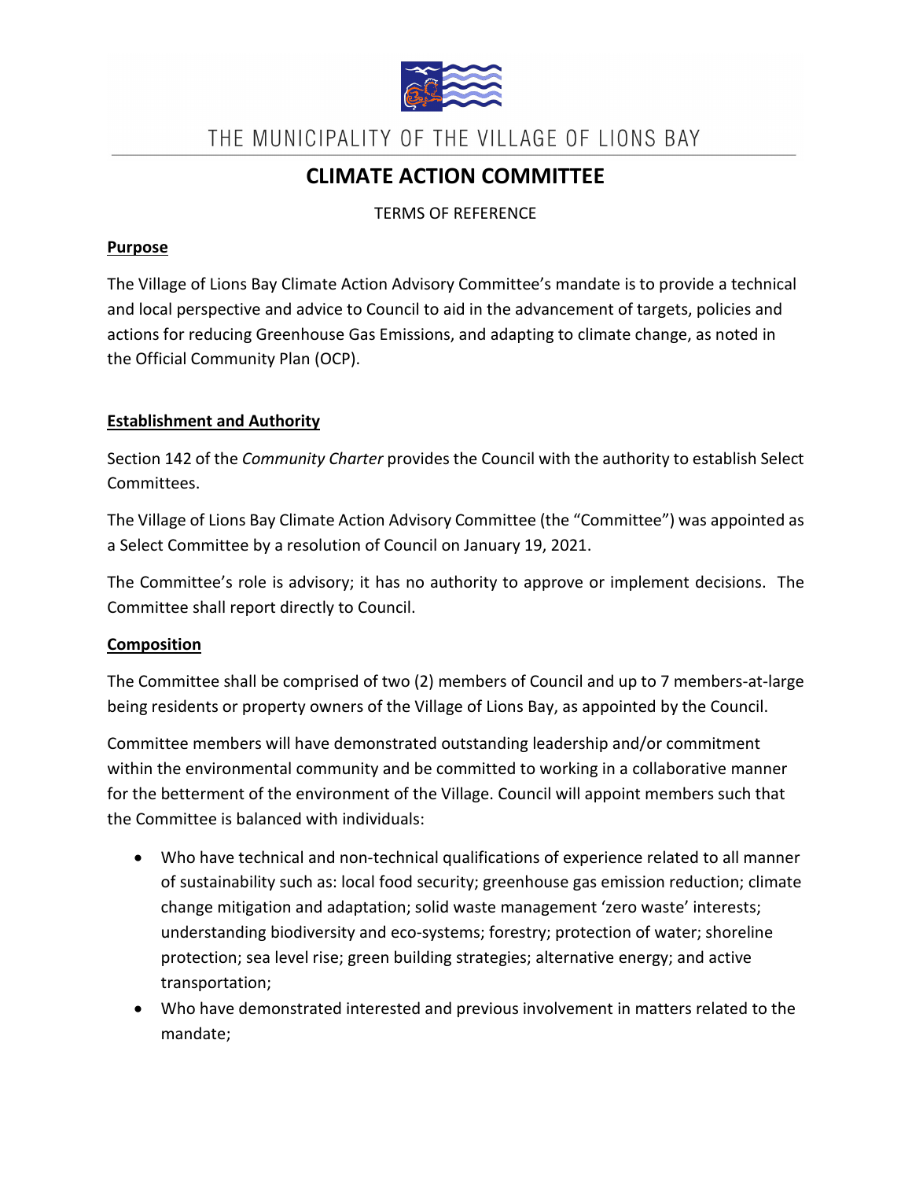THE MUNICIPALITY OF THE VILLAGE OF LIONS BAY

# CLIMATE ACTION COMMITTEE

TERMS OF REFERENCE

## Purpose

The Village of Lions Bay Climate Action Advisory Committee's mandate is to provide a technical and local perspective and advice to Council to aid in the advancement of targets, policies and actions for reducing Greenhouse Gas Emissions, and adapting to climate change, as noted in the Official Community Plan (OCP).

## Establishment and Authority

Section 142 of the *Community Charter* provides the Council with the authority to establish Select Committees.

The Village of Lions Bay Climate Action Advisory Committee (the "Committee") was appointed as a Select Committee by a resolution of Council on January 19, 2021.

The Committee's role is advisory; it has no authority to approve or implement decisions. The Committee shall report directly to Council.

## Composition

The Committee shall be comprised of two (2) members of Council and up to 7 members-at-large being residents or property owners of the Village of Lions Bay, as appointed by the Council.

Committee members will have demonstrated outstanding leadership and/or commitment within the environmental community and be committed to working in a collaborative manner for the betterment of the environment of the Village. Council will appoint members such that the Committee is balanced with individuals:

- Who have technical and non-technical qualifications of experience related to all manner of sustainability such as: local food security; greenhouse gas emission reduction; climate change mitigation and adaptation; solid waste management 'zero waste' interests; understanding biodiversity and eco-systems; forestry; protection of water; shoreline protection; sea level rise; green building strategies; alternative energy; and active transportation;
- Who have demonstrated interested and previous involvement in matters related to the mandate;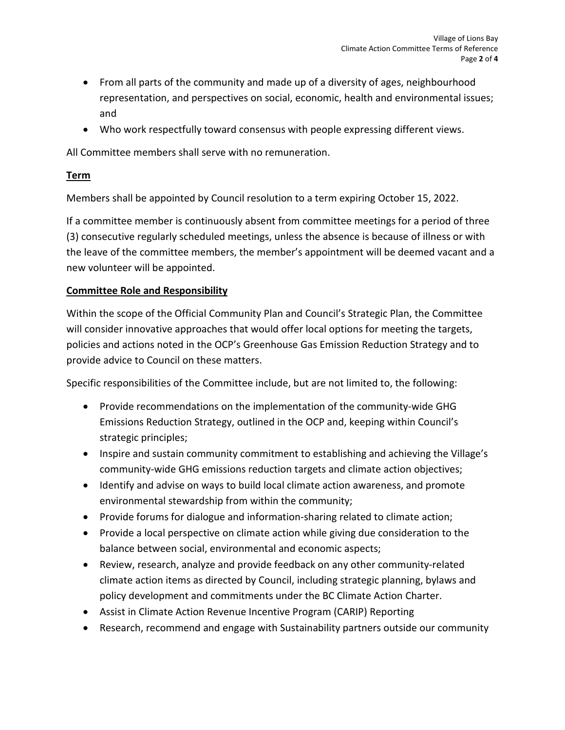- From all parts of the community and made up of a diversity of ages, neighbourhood representation, and perspectives on social, economic, health and environmental issues; and
- Who work respectfully toward consensus with people expressing different views.

All Committee members shall serve with no remuneration.

## Term

Members shall be appointed by Council resolution to a term expiring October 15, 2022.

If a committee member is continuously absent from committee meetings for a period of three (3) consecutive regularly scheduled meetings, unless the absence is because of illness or with the leave of the committee members, the member's appointment will be deemed vacant and a new volunteer will be appointed.

## Committee Role and Responsibility

Within the scope of the Official Community Plan and Council's Strategic Plan, the Committee will consider innovative approaches that would offer local options for meeting the targets, policies and actions noted in the OCP's Greenhouse Gas Emission Reduction Strategy and to provide advice to Council on these matters.

Specific responsibilities of the Committee include, but are not limited to, the following:

- Provide recommendations on the implementation of the community-wide GHG Emissions Reduction Strategy, outlined in the OCP and, keeping within Council's strategic principles;
- Inspire and sustain community commitment to establishing and achieving the Village's community-wide GHG emissions reduction targets and climate action objectives;
- Identify and advise on ways to build local climate action awareness, and promote environmental stewardship from within the community;
- Provide forums for dialogue and information-sharing related to climate action;
- Provide a local perspective on climate action while giving due consideration to the balance between social, environmental and economic aspects;
- Review, research, analyze and provide feedback on any other community-related climate action items as directed by Council, including strategic planning, bylaws and policy development and commitments under the BC Climate Action Charter.
- Assist in Climate Action Revenue Incentive Program (CARIP) Reporting
- Research, recommend and engage with Sustainability partners outside our community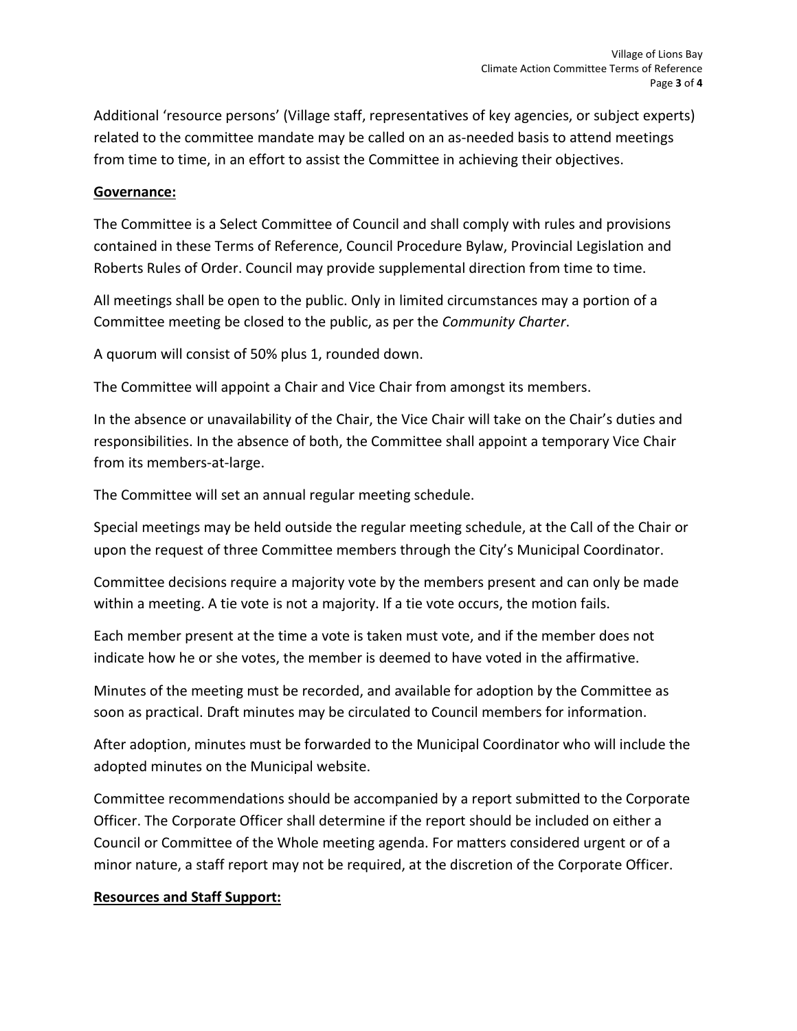Additional 'resource persons' (Village staff, representatives of key agencies, or subject experts) related to the committee mandate may be called on an as-needed basis to attend meetings from time to time, in an effort to assist the Committee in achieving their objectives.

## **Governance:**

The Committee is a Select Committee of Council and shall comply with rules and provisions contained in these Terms of Reference, Council Procedure Bylaw, Provincial Legislation and Roberts Rules of Order. Council may provide supplemental direction from time to time.

All meetings shall be open to the public. Only in limited circumstances may a portion of a Committee meeting be closed to the public, as per the *Community Charter*.

A quorum will consist of 50% plus 1, rounded down.

The Committee will appoint a Chair and Vice Chair from amongst its members.

In the absence or unavailability of the Chair, the Vice Chair will take on the Chair's duties and responsibilities. In the absence of both, the Committee shall appoint a temporary Vice Chair from its members-at-large.

The Committee will set an annual regular meeting schedule.

Special meetings may be held outside the regular meeting schedule, at the Call of the Chair or upon the request of three Committee members through the City's Municipal Coordinator.

Committee decisions require a majority vote by the members present and can only be made within a meeting. A tie vote is not a majority. If a tie vote occurs, the motion fails.

Each member present at the time a vote is taken must vote, and if the member does not indicate how he or she votes, the member is deemed to have voted in the affirmative.

Minutes of the meeting must be recorded, and available for adoption by the Committee as soon as practical. Draft minutes may be circulated to Council members for information.

After adoption, minutes must be forwarded to the Municipal Coordinator who will include the adopted minutes on the Municipal website.

Committee recommendations should be accompanied by a report submitted to the Corporate Officer. The Corporate Officer shall determine if the report should be included on either a Council or Committee of the Whole meeting agenda. For matters considered urgent or of a minor nature, a staff report may not be required, at the discretion of the Corporate Officer.

## **Resources and Staff Support:**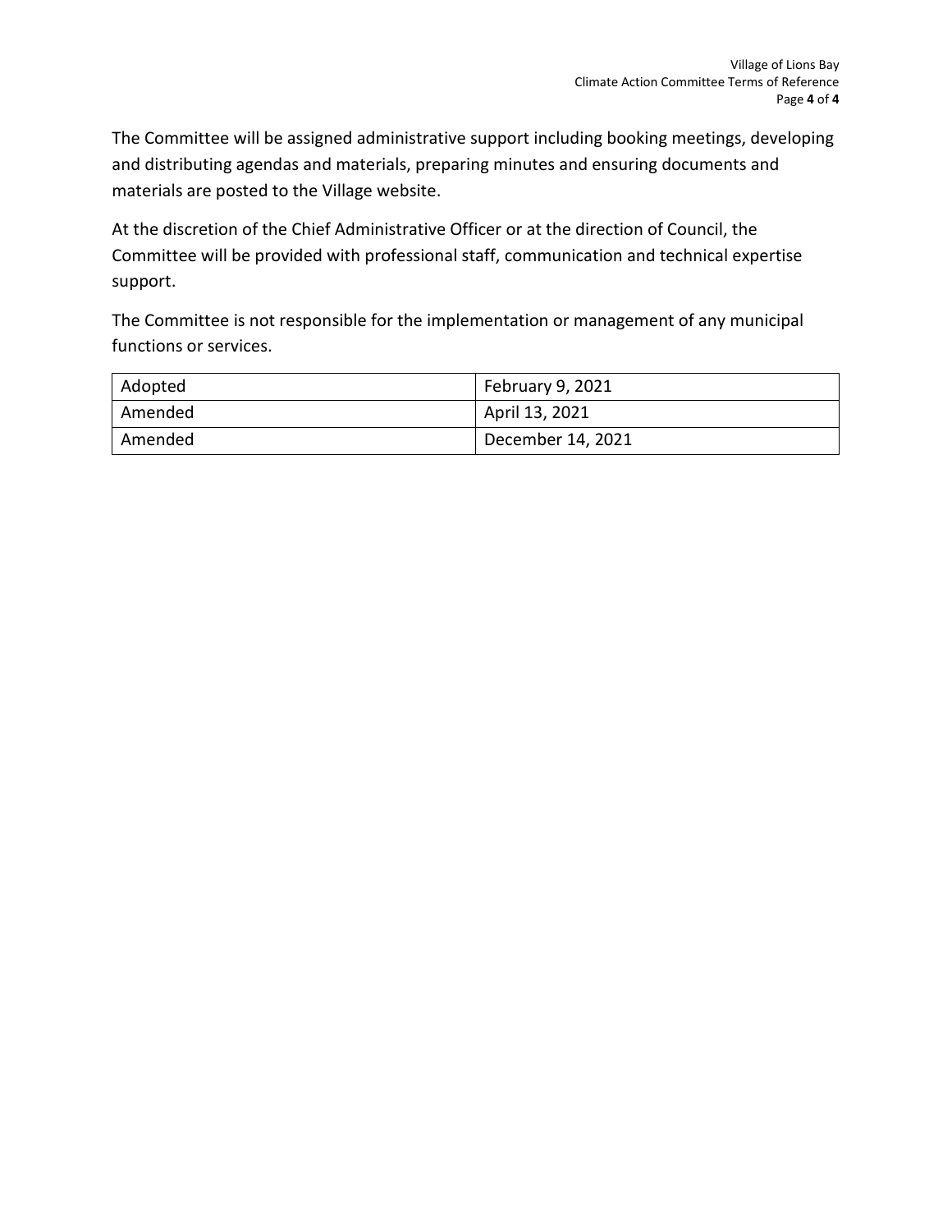The Committee will be assigned administrative support including booking meetings, developing and distributing agendas and materials, preparing minutes and ensuring documents and materials are posted to the Village website.

At the discretion of the Chief Administrative Officer or at the direction of Council, the Committee will be provided with professional staff, communication and technical expertise support.

The Committee is not responsible for the implementation or management of any municipal functions or services.

| | |
|---|---|
| Adopted | February 9, 2021 |
| Amended | April 13, 2021 |
| Amended | December 14, 2021 |